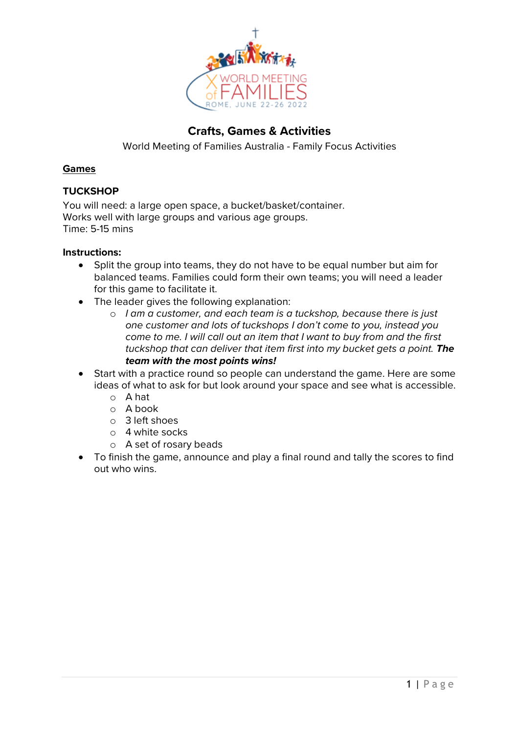# Crafts, Games & Activities

World Meeting of Families Australia - Family Focus Activities

## Games

### TUCKSHOP

You will need: a large open space, a bucket/basket/container.
Works well with large groups and various age groups.
Time: 5-15 mins

**Instructions:**

- Split the group into teams, they do not have to be equal number but aim for balanced teams. Families could form their own teams; you will need a leader for this game to facilitate it.
- The leader gives the following explanation:
  - *I am a customer, and each team is a tuckshop, because there is just one customer and lots of tuckshops I don't come to you, instead you come to me. I will call out an item that I want to buy from and the first tuckshop that can deliver that item first into my bucket gets a point.* ***The team with the most points wins!***
- Start with a practice round so people can understand the game. Here are some ideas of what to ask for but look around your space and see what is accessible.
  - A hat
  - A book
  - 3 left shoes
  - 4 white socks
  - A set of rosary beads
- To finish the game, announce and play a final round and tally the scores to find out who wins.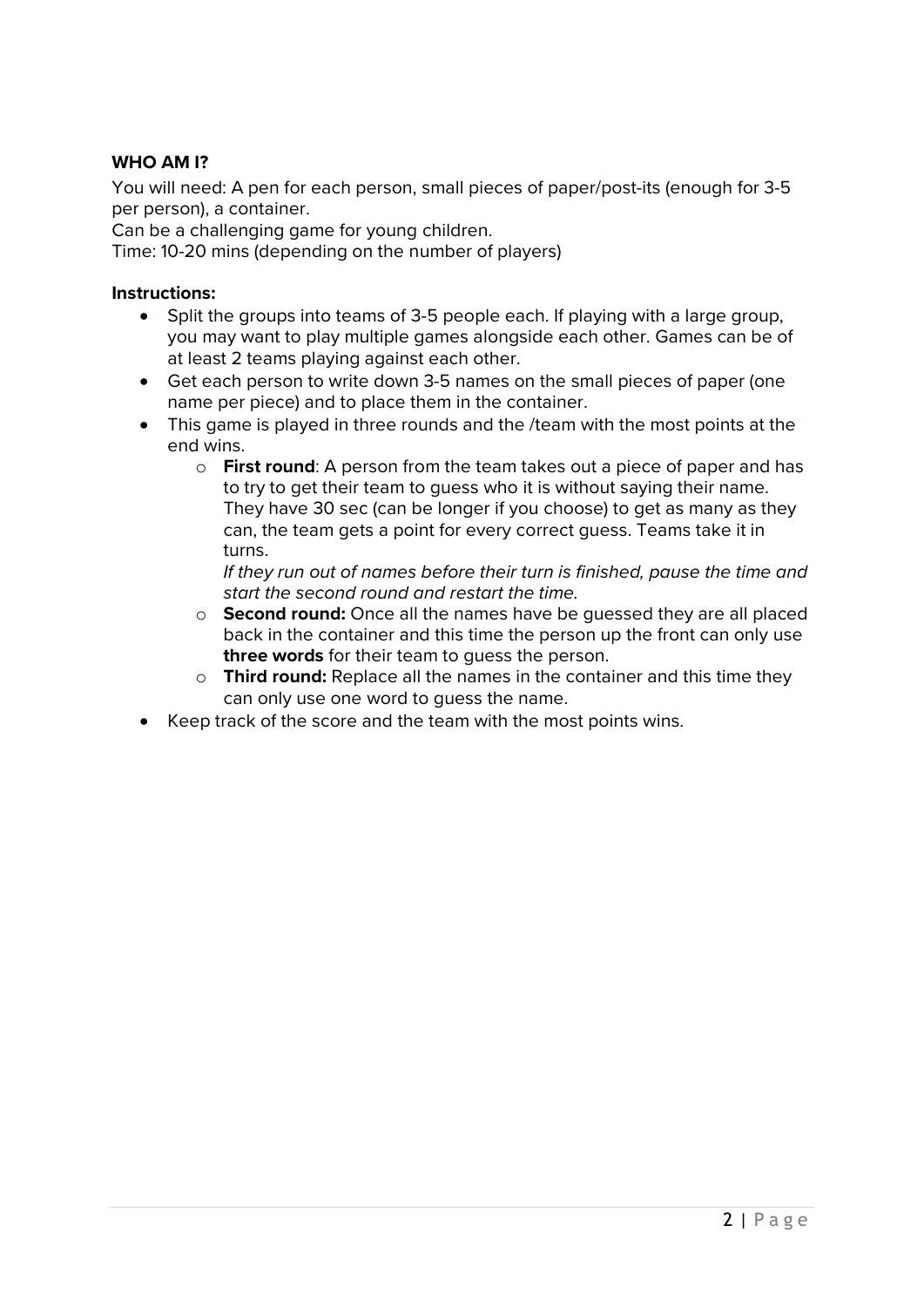**WHO AM I?**

You will need: A pen for each person, small pieces of paper/post-its (enough for 3-5 per person), a container.

Can be a challenging game for young children.

Time: 10-20 mins (depending on the number of players)

**Instructions:**

- Split the groups into teams of 3-5 people each. If playing with a large group, you may want to play multiple games alongside each other. Games can be of at least 2 teams playing against each other.
- Get each person to write down 3-5 names on the small pieces of paper (one name per piece) and to place them in the container.
- This game is played in three rounds and the /team with the most points at the end wins.
  - **First round**: A person from the team takes out a piece of paper and has to try to get their team to guess who it is without saying their name. They have 30 sec (can be longer if you choose) to get as many as they can, the team gets a point for every correct guess. Teams take it in turns.
    *If they run out of names before their turn is finished, pause the time and start the second round and restart the time.*
  - **Second round:** Once all the names have be guessed they are all placed back in the container and this time the person up the front can only use **three words** for their team to guess the person.
  - **Third round:** Replace all the names in the container and this time they can only use one word to guess the name.
- Keep track of the score and the team with the most points wins.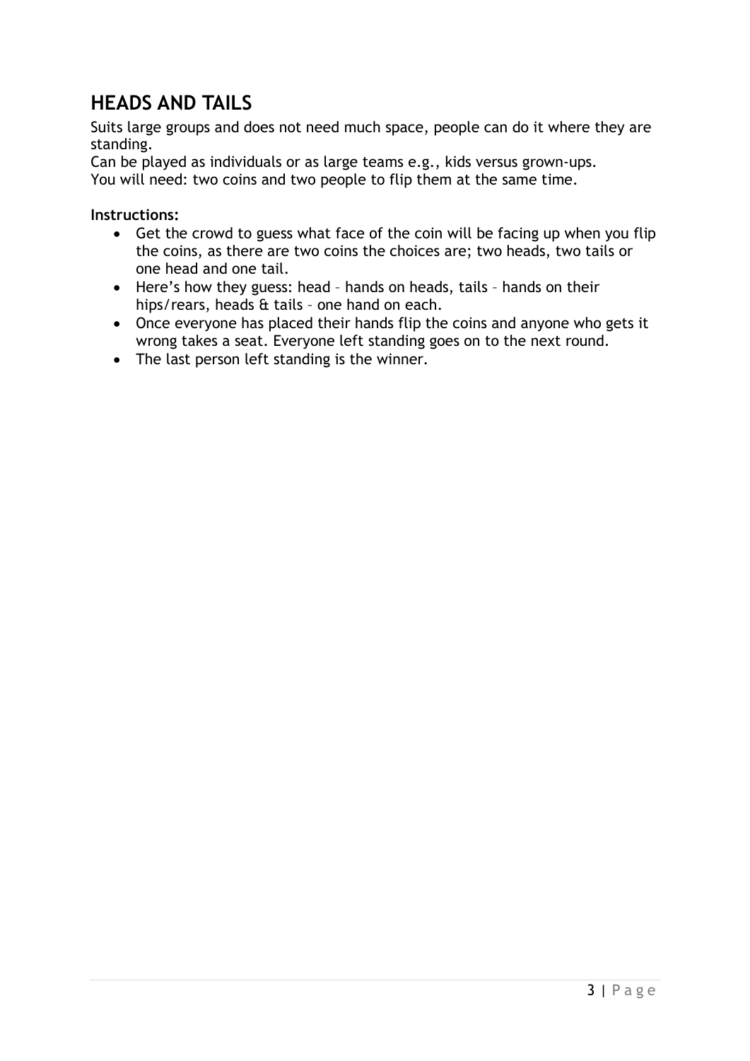## HEADS AND TAILS

Suits large groups and does not need much space, people can do it where they are standing.

Can be played as individuals or as large teams e.g., kids versus grown-ups.

You will need: two coins and two people to flip them at the same time.

**Instructions:**

- Get the crowd to guess what face of the coin will be facing up when you flip the coins, as there are two coins the choices are; two heads, two tails or one head and one tail.
- Here's how they guess: head – hands on heads, tails – hands on their hips/rears, heads & tails – one hand on each.
- Once everyone has placed their hands flip the coins and anyone who gets it wrong takes a seat. Everyone left standing goes on to the next round.
- The last person left standing is the winner.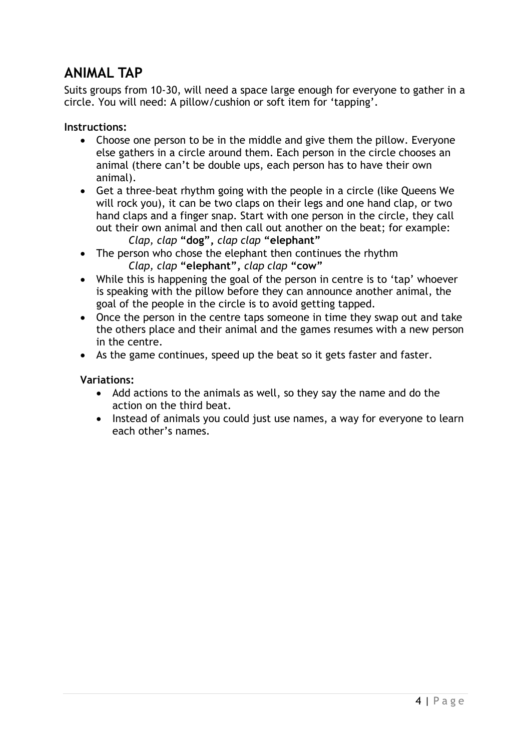## ANIMAL TAP

Suits groups from 10-30, will need a space large enough for everyone to gather in a circle. You will need: A pillow/cushion or soft item for 'tapping'.

**Instructions:**

- Choose one person to be in the middle and give them the pillow. Everyone else gathers in a circle around them. Each person in the circle chooses an animal (there can't be double ups, each person has to have their own animal).
- Get a three-beat rhythm going with the people in a circle (like Queens We will rock you), it can be two claps on their legs and one hand clap, or two hand claps and a finger snap. Start with one person in the circle, they call out their own animal and then call out another on the beat; for example:
  *Clap, clap* **"dog"**, *clap clap* **"elephant"**
- The person who chose the elephant then continues the rhythm
  *Clap, clap* **"elephant"**, *clap clap* **"cow"**
- While this is happening the goal of the person in centre is to 'tap' whoever is speaking with the pillow before they can announce another animal, the goal of the people in the circle is to avoid getting tapped.
- Once the person in the centre taps someone in time they swap out and take the others place and their animal and the games resumes with a new person in the centre.
- As the game continues, speed up the beat so it gets faster and faster.

**Variations:**

- Add actions to the animals as well, so they say the name and do the action on the third beat.
- Instead of animals you could just use names, a way for everyone to learn each other's names.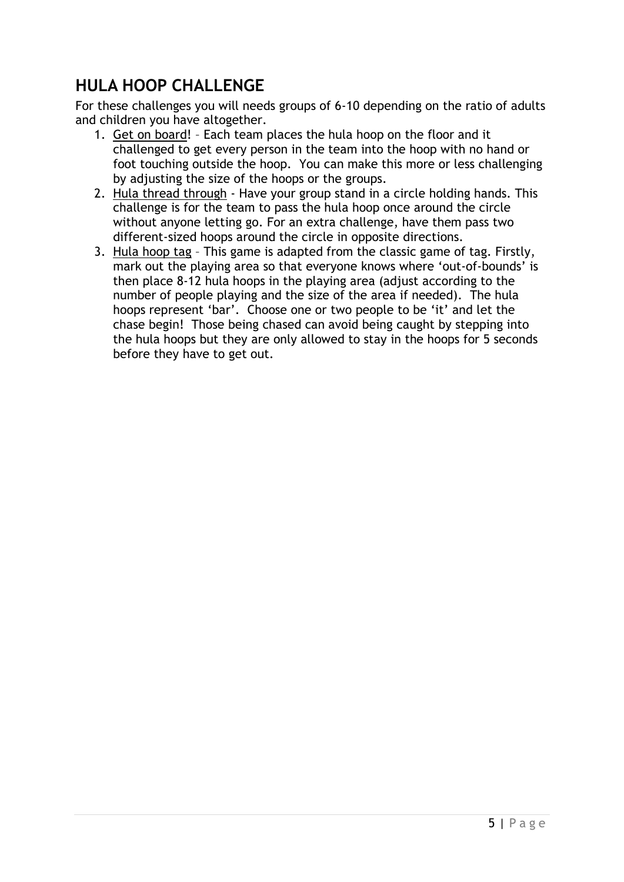## HULA HOOP CHALLENGE

For these challenges you will needs groups of 6-10 depending on the ratio of adults and children you have altogether.

1. Get on board! – Each team places the hula hoop on the floor and it challenged to get every person in the team into the hoop with no hand or foot touching outside the hoop. You can make this more or less challenging by adjusting the size of the hoops or the groups.
2. Hula thread through - Have your group stand in a circle holding hands. This challenge is for the team to pass the hula hoop once around the circle without anyone letting go. For an extra challenge, have them pass two different-sized hoops around the circle in opposite directions.
3. Hula hoop tag – This game is adapted from the classic game of tag. Firstly, mark out the playing area so that everyone knows where 'out-of-bounds' is then place 8-12 hula hoops in the playing area (adjust according to the number of people playing and the size of the area if needed). The hula hoops represent 'bar'. Choose one or two people to be 'it' and let the chase begin! Those being chased can avoid being caught by stepping into the hula hoops but they are only allowed to stay in the hoops for 5 seconds before they have to get out.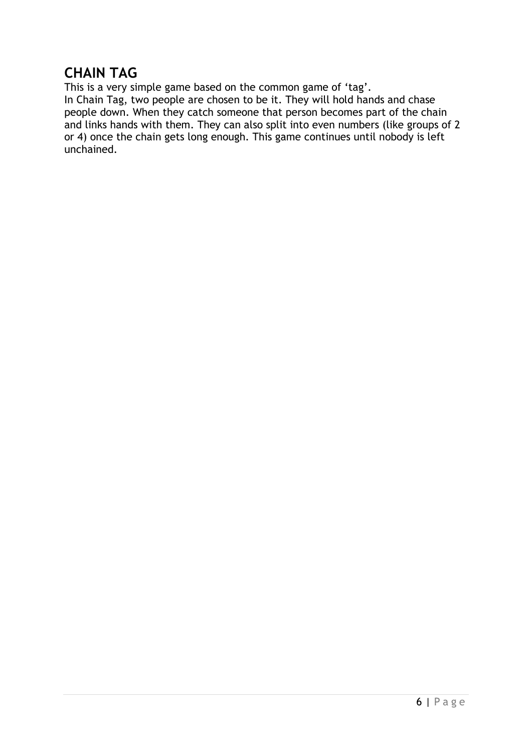## CHAIN TAG

This is a very simple game based on the common game of 'tag'.
In Chain Tag, two people are chosen to be it. They will hold hands and chase people down. When they catch someone that person becomes part of the chain and links hands with them. They can also split into even numbers (like groups of 2 or 4) once the chain gets long enough. This game continues until nobody is left unchained.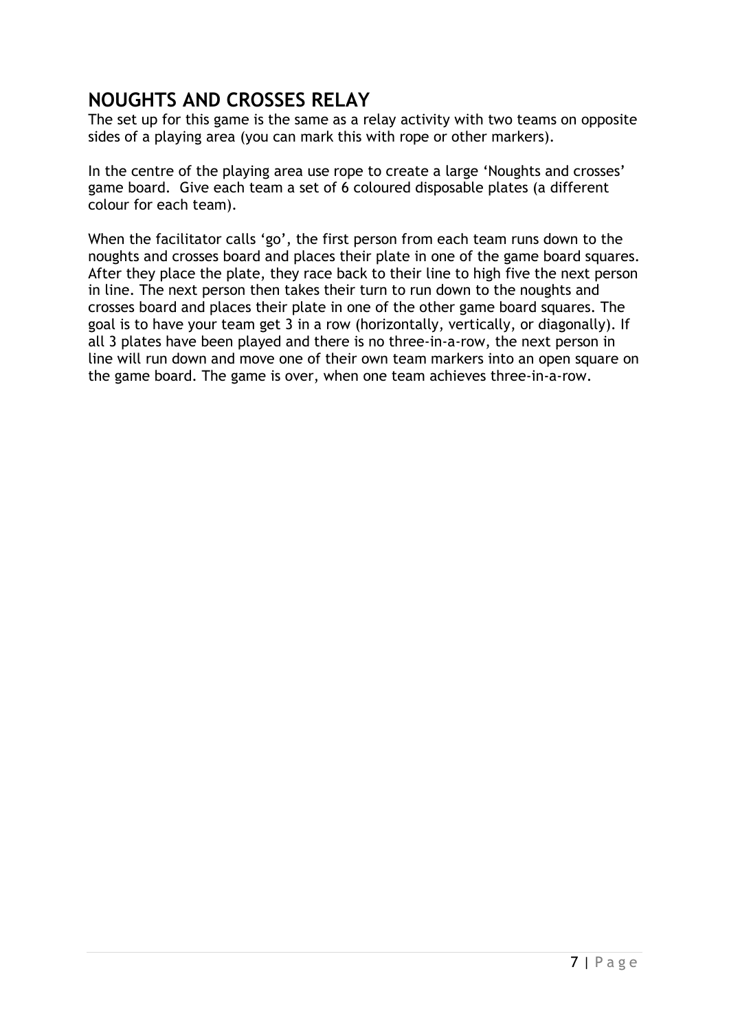## NOUGHTS AND CROSSES RELAY

The set up for this game is the same as a relay activity with two teams on opposite sides of a playing area (you can mark this with rope or other markers).

In the centre of the playing area use rope to create a large 'Noughts and crosses' game board. Give each team a set of 6 coloured disposable plates (a different colour for each team).

When the facilitator calls 'go', the first person from each team runs down to the noughts and crosses board and places their plate in one of the game board squares. After they place the plate, they race back to their line to high five the next person in line. The next person then takes their turn to run down to the noughts and crosses board and places their plate in one of the other game board squares. The goal is to have your team get 3 in a row (horizontally, vertically, or diagonally). If all 3 plates have been played and there is no three-in-a-row, the next person in line will run down and move one of their own team markers into an open square on the game board. The game is over, when one team achieves three-in-a-row.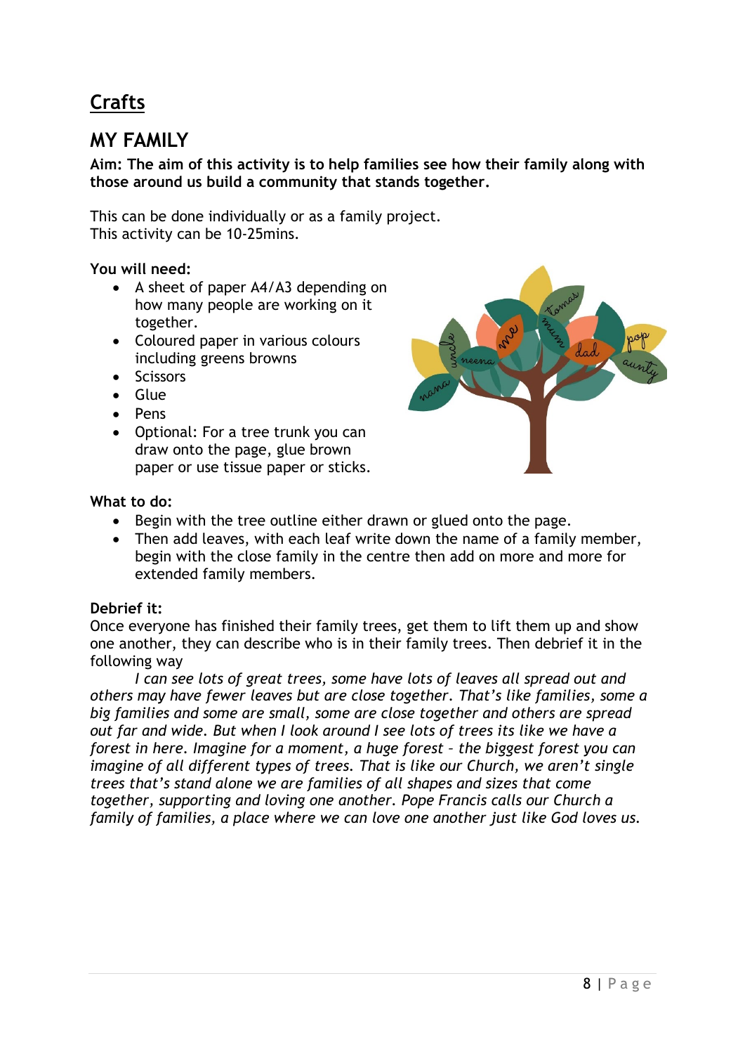## Crafts

## MY FAMILY

**Aim: The aim of this activity is to help families see how their family along with those around us build a community that stands together.**

This can be done individually or as a family project.
This activity can be 10-25mins.

**You will need:**

- A sheet of paper A4/A3 depending on how many people are working on it together.
- Coloured paper in various colours including greens browns
- Scissors
- Glue
- Pens
- Optional: For a tree trunk you can draw onto the page, glue brown paper or use tissue paper or sticks.

**What to do:**

- Begin with the tree outline either drawn or glued onto the page.
- Then add leaves, with each leaf write down the name of a family member, begin with the close family in the centre then add on more and more for extended family members.

**Debrief it:**

Once everyone has finished their family trees, get them to lift them up and show one another, they can describe who is in their family trees. Then debrief it in the following way

*I can see lots of great trees, some have lots of leaves all spread out and others may have fewer leaves but are close together. That's like families, some a big families and some are small, some are close together and others are spread out far and wide. But when I look around I see lots of trees its like we have a forest in here. Imagine for a moment, a huge forest – the biggest forest you can imagine of all different types of trees. That is like our Church, we aren't single trees that's stand alone we are families of all shapes and sizes that come together, supporting and loving one another. Pope Francis calls our Church a family of families, a place where we can love one another just like God loves us.*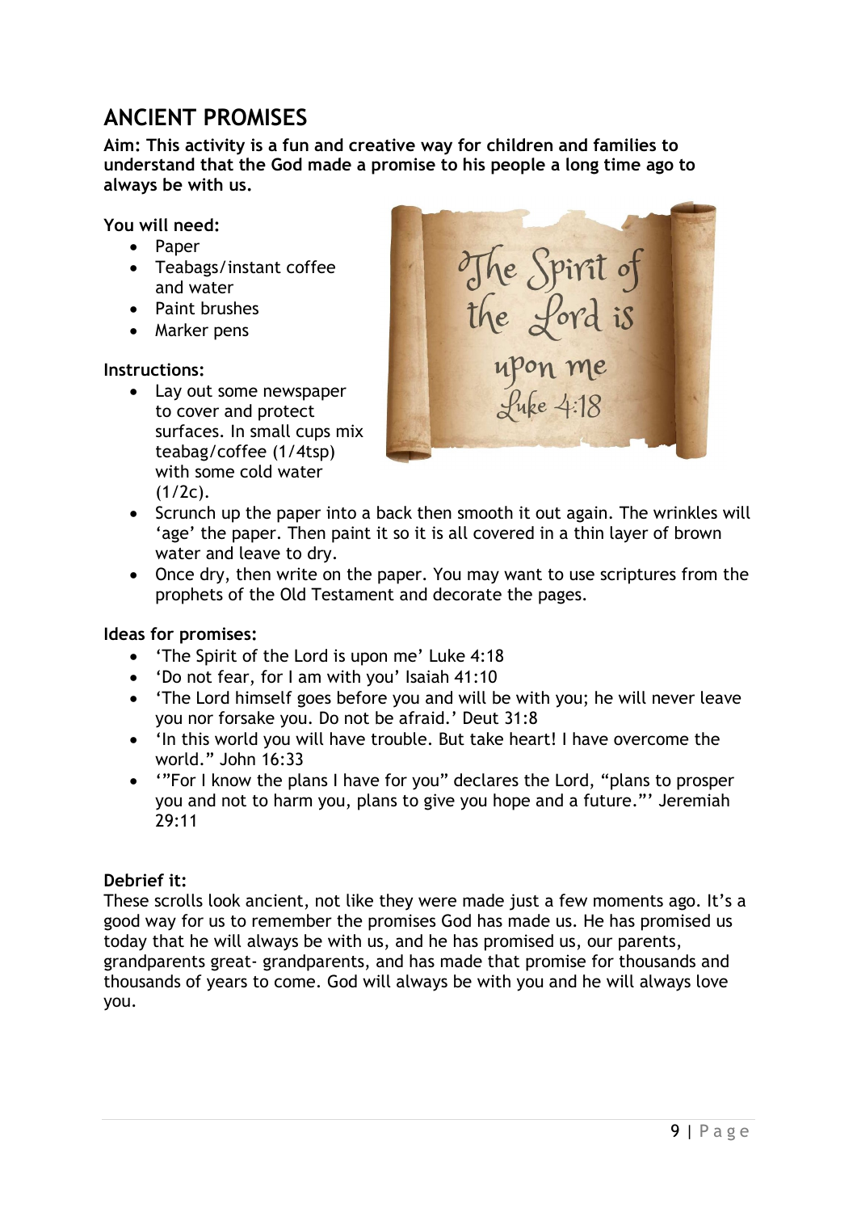## ANCIENT PROMISES

**Aim: This activity is a fun and creative way for children and families to understand that the God made a promise to his people a long time ago to always be with us.**

**You will need:**

- Paper
- Teabags/instant coffee and water
- Paint brushes
- Marker pens

**Instructions:**

- Lay out some newspaper to cover and protect surfaces. In small cups mix teabag/coffee (1/4tsp) with some cold water (1/2c).
- Scrunch up the paper into a back then smooth it out again. The wrinkles will 'age' the paper. Then paint it so it is all covered in a thin layer of brown water and leave to dry.
- Once dry, then write on the paper. You may want to use scriptures from the prophets of the Old Testament and decorate the pages.

**Ideas for promises:**

- 'The Spirit of the Lord is upon me' Luke 4:18
- 'Do not fear, for I am with you' Isaiah 41:10
- 'The Lord himself goes before you and will be with you; he will never leave you nor forsake you. Do not be afraid.' Deut 31:8
- 'In this world you will have trouble. But take heart! I have overcome the world." John 16:33
- '"For I know the plans I have for you" declares the Lord, "plans to prosper you and not to harm you, plans to give you hope and a future."' Jeremiah 29:11

**Debrief it:**

These scrolls look ancient, not like they were made just a few moments ago. It's a good way for us to remember the promises God has made us. He has promised us today that he will always be with us, and he has promised us, our parents, grandparents great- grandparents, and has made that promise for thousands and thousands of years to come. God will always be with you and he will always love you.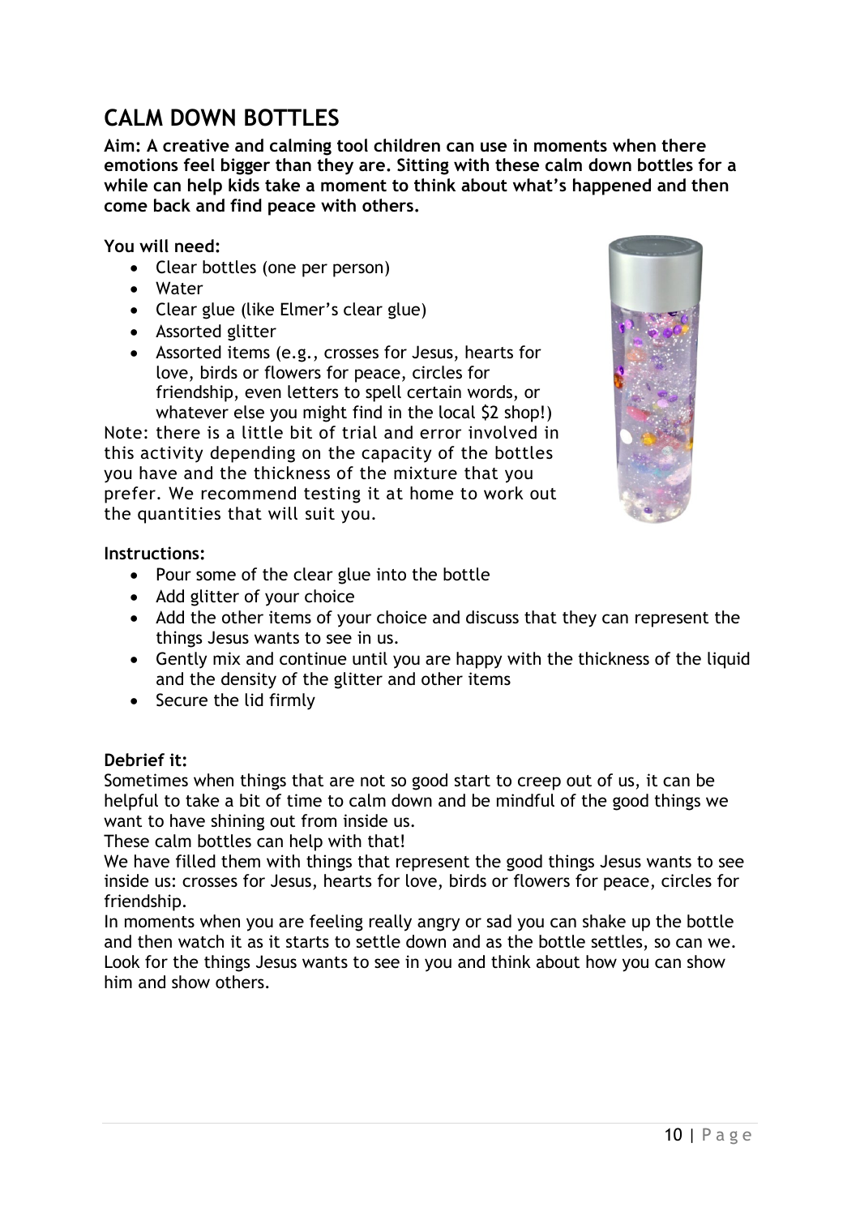## CALM DOWN BOTTLES

**Aim: A creative and calming tool children can use in moments when there emotions feel bigger than they are. Sitting with these calm down bottles for a while can help kids take a moment to think about what's happened and then come back and find peace with others.**

**You will need:**

- Clear bottles (one per person)
- Water
- Clear glue (like Elmer's clear glue)
- Assorted glitter
- Assorted items (e.g., crosses for Jesus, hearts for love, birds or flowers for peace, circles for friendship, even letters to spell certain words, or whatever else you might find in the local $2 shop!)

Note: there is a little bit of trial and error involved in this activity depending on the capacity of the bottles you have and the thickness of the mixture that you prefer. We recommend testing it at home to work out the quantities that will suit you.

**Instructions:**

- Pour some of the clear glue into the bottle
- Add glitter of your choice
- Add the other items of your choice and discuss that they can represent the things Jesus wants to see in us.
- Gently mix and continue until you are happy with the thickness of the liquid and the density of the glitter and other items
- Secure the lid firmly

**Debrief it:**

Sometimes when things that are not so good start to creep out of us, it can be helpful to take a bit of time to calm down and be mindful of the good things we want to have shining out from inside us.

These calm bottles can help with that!

We have filled them with things that represent the good things Jesus wants to see inside us: crosses for Jesus, hearts for love, birds or flowers for peace, circles for friendship.

In moments when you are feeling really angry or sad you can shake up the bottle and then watch it as it starts to settle down and as the bottle settles, so can we. Look for the things Jesus wants to see in you and think about how you can show him and show others.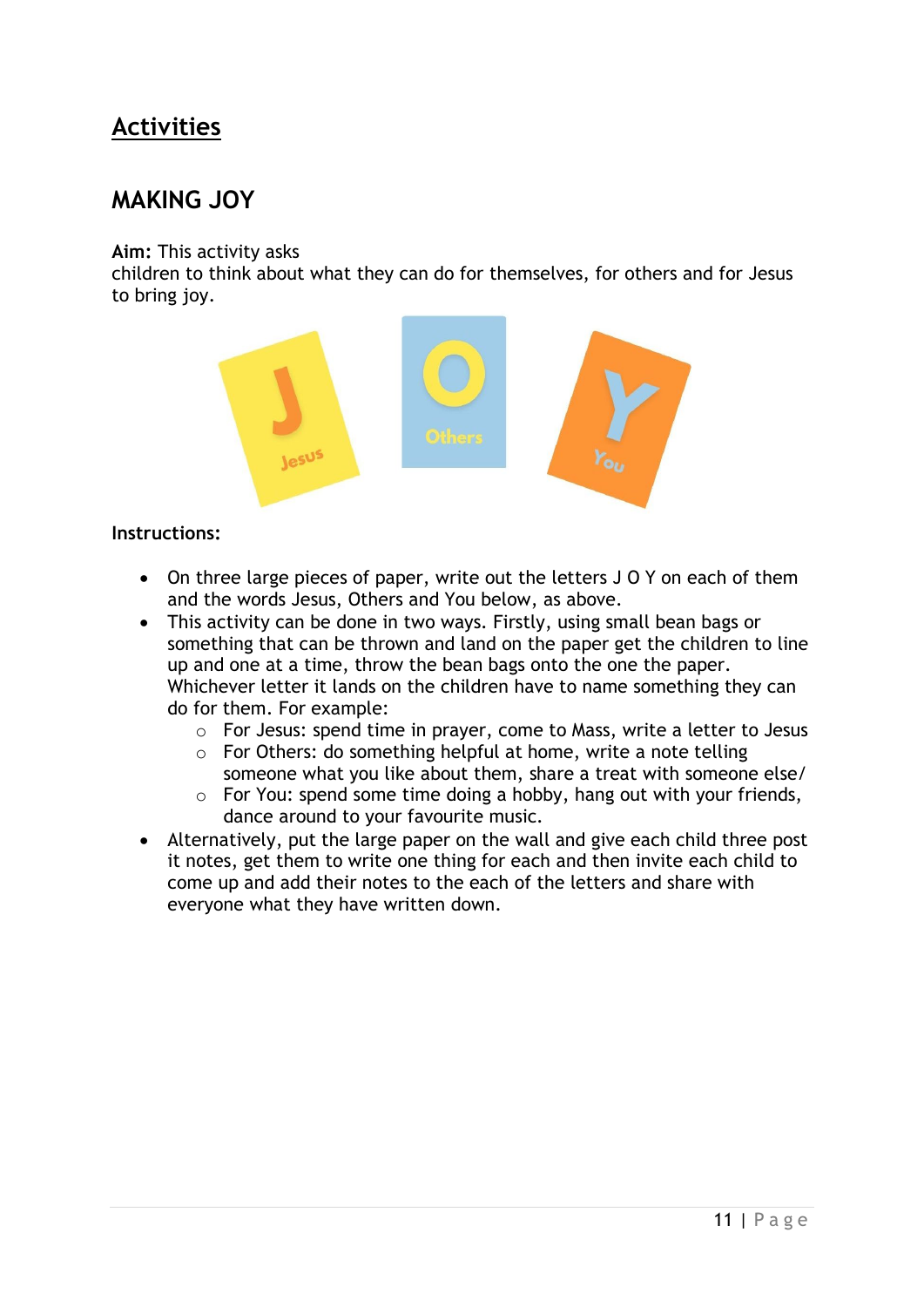## Activities

## MAKING JOY

**Aim:** This activity asks children to think about what they can do for themselves, for others and for Jesus to bring joy.

**Instructions:**

- On three large pieces of paper, write out the letters J O Y on each of them and the words Jesus, Others and You below, as above.
- This activity can be done in two ways. Firstly, using small bean bags or something that can be thrown and land on the paper get the children to line up and one at a time, throw the bean bags onto the one the paper. Whichever letter it lands on the children have to name something they can do for them. For example:
  - For Jesus: spend time in prayer, come to Mass, write a letter to Jesus
  - For Others: do something helpful at home, write a note telling someone what you like about them, share a treat with someone else/
  - For You: spend some time doing a hobby, hang out with your friends, dance around to your favourite music.
- Alternatively, put the large paper on the wall and give each child three post it notes, get them to write one thing for each and then invite each child to come up and add their notes to the each of the letters and share with everyone what they have written down.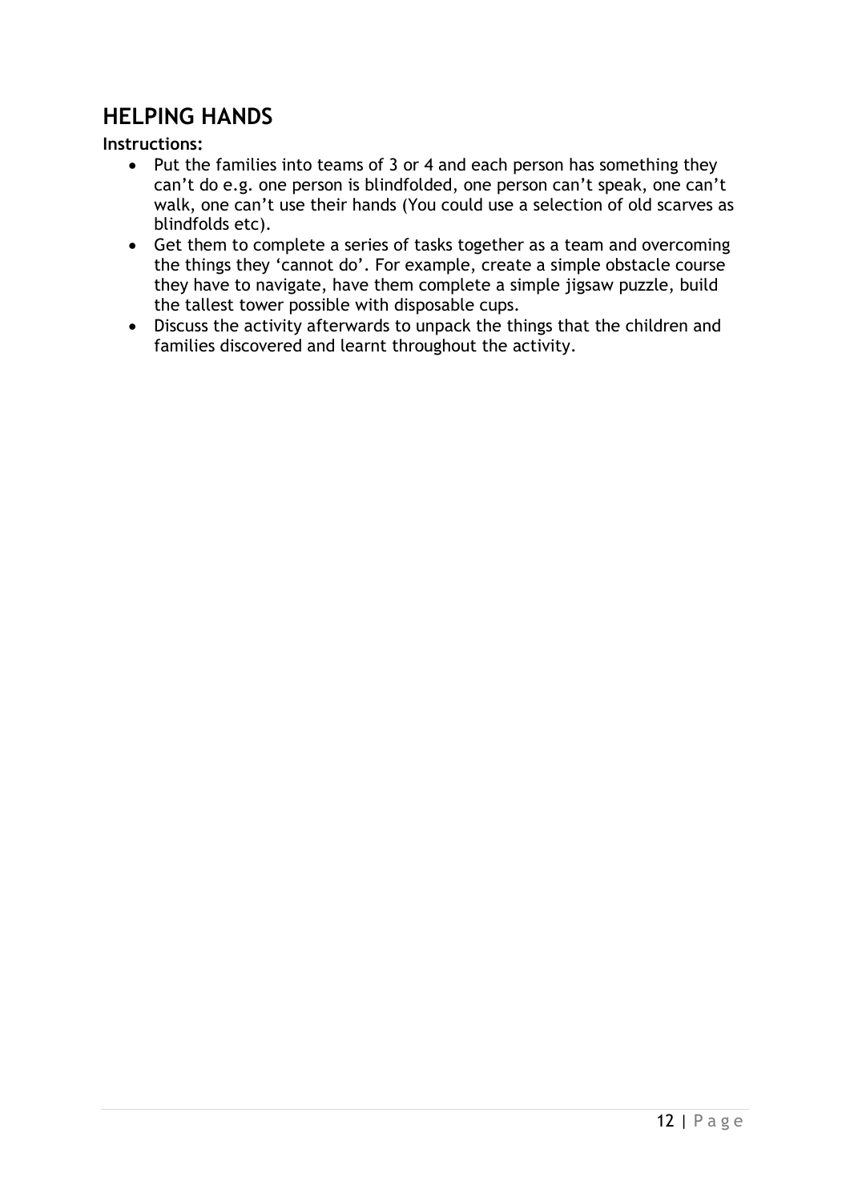## HELPING HANDS

**Instructions:**

- Put the families into teams of 3 or 4 and each person has something they can't do e.g. one person is blindfolded, one person can't speak, one can't walk, one can't use their hands (You could use a selection of old scarves as blindfolds etc).
- Get them to complete a series of tasks together as a team and overcoming the things they 'cannot do'. For example, create a simple obstacle course they have to navigate, have them complete a simple jigsaw puzzle, build the tallest tower possible with disposable cups.
- Discuss the activity afterwards to unpack the things that the children and families discovered and learnt throughout the activity.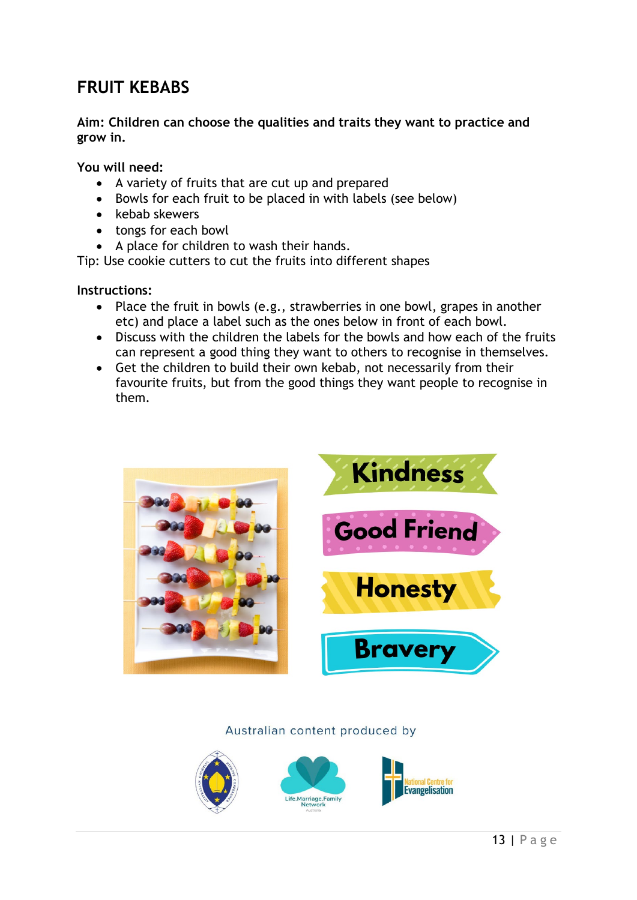## FRUIT KEBABS

**Aim: Children can choose the qualities and traits they want to practice and grow in.**

**You will need:**

- A variety of fruits that are cut up and prepared
- Bowls for each fruit to be placed in with labels (see below)
- kebab skewers
- tongs for each bowl
- A place for children to wash their hands.

Tip: Use cookie cutters to cut the fruits into different shapes

**Instructions:**

- Place the fruit in bowls (e.g., strawberries in one bowl, grapes in another etc) and place a label such as the ones below in front of each bowl.
- Discuss with the children the labels for the bowls and how each of the fruits can represent a good thing they want to others to recognise in themselves.
- Get the children to build their own kebab, not necessarily from their favourite fruits, but from the good things they want people to recognise in them.

Kindness

Good Friend

Honesty

Bravery

Australian content produced by

Life.Marriage.Family Network

National Centre for Evangelisation